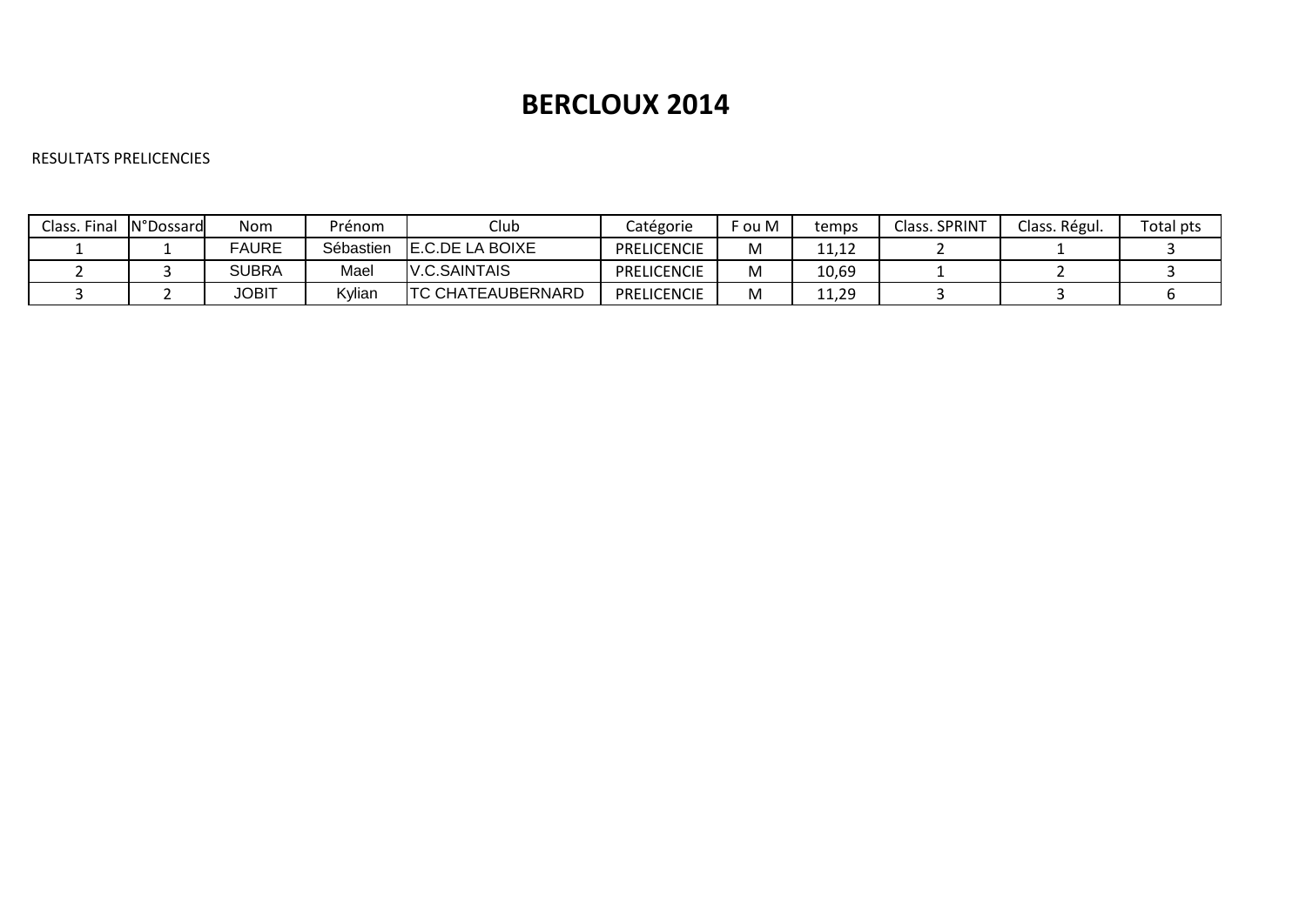# BERCLOUX 2014

RESULTATS PRELICENCIES

| Class. Final | N°Dossard | Nom | Prénom | Club | Catégorie | F ou M | temps | Class. SPRINT | Class. Régul. | Total pts |
|---|---|---|---|---|---|---|---|---|---|---|
| 1 | 1 | FAURE | Sébastien | E.C.DE LA BOIXE | PRELICENCIE | M | 11,12 | 2 | 1 | 3 |
| 2 | 3 | SUBRA | Mael | V.C.SAINTAIS | PRELICENCIE | M | 10,69 | 1 | 2 | 3 |
| 3 | 2 | JOBIT | Kylian | TC CHATEAUBERNARD | PRELICENCIE | M | 11,29 | 3 | 3 | 6 |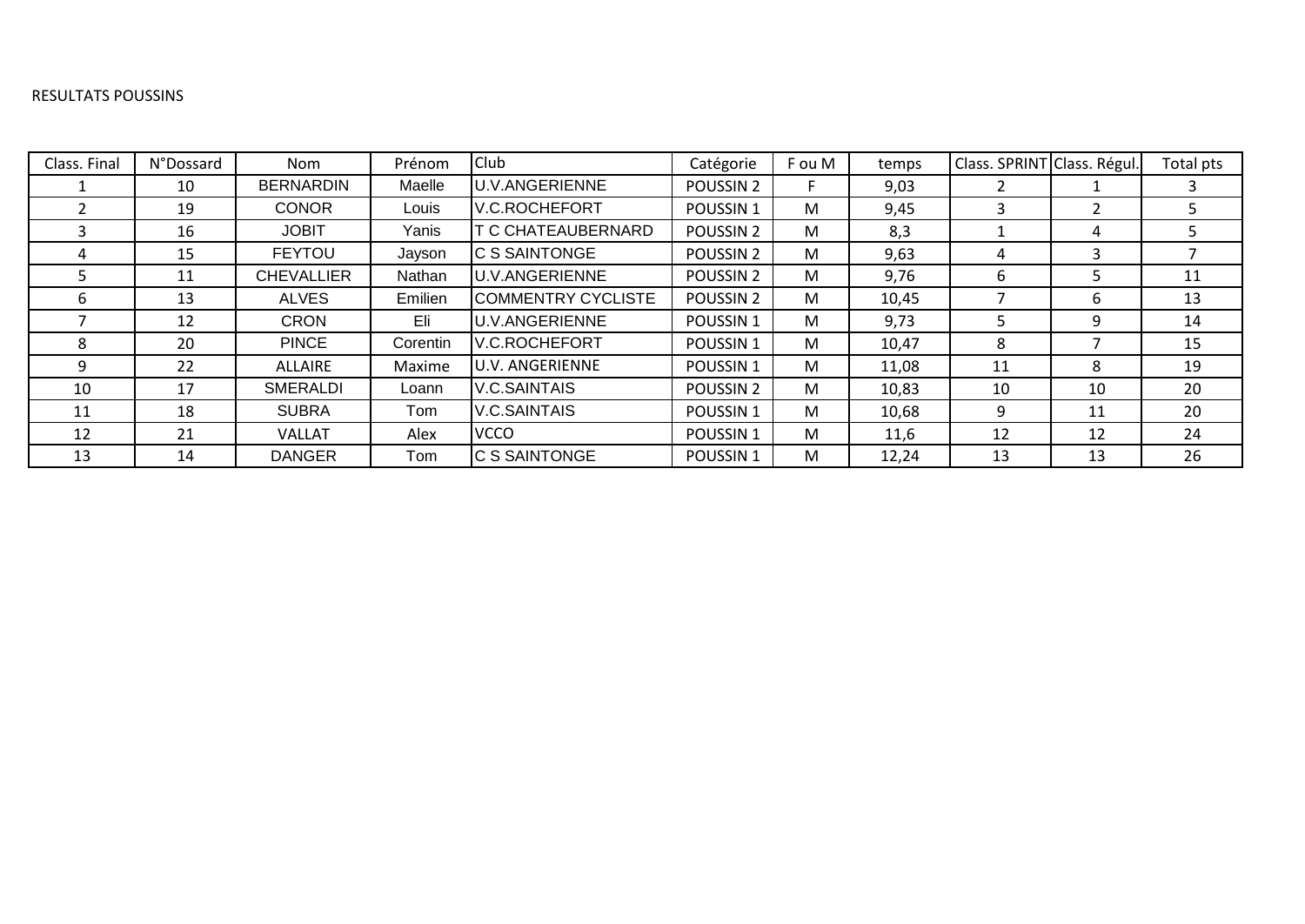RESULTATS POUSSINS

| Class. Final | N°Dossard | Nom | Prénom | Club | Catégorie | F ou M | temps | Class. SPRINT | Class. Régul. | Total pts |
|---|---|---|---|---|---|---|---|---|---|---|
| 1 | 10 | BERNARDIN | Maelle | U.V.ANGERIENNE | POUSSIN 2 | F | 9,03 | 2 | 1 | 3 |
| 2 | 19 | CONOR | Louis | V.C.ROCHEFORT | POUSSIN 1 | M | 9,45 | 3 | 2 | 5 |
| 3 | 16 | JOBIT | Yanis | T C CHATEAUBERNARD | POUSSIN 2 | M | 8,3 | 1 | 4 | 5 |
| 4 | 15 | FEYTOU | Jayson | C S SAINTONGE | POUSSIN 2 | M | 9,63 | 4 | 3 | 7 |
| 5 | 11 | CHEVALLIER | Nathan | U.V.ANGERIENNE | POUSSIN 2 | M | 9,76 | 6 | 5 | 11 |
| 6 | 13 | ALVES | Emilien | COMMENTRY CYCLISTE | POUSSIN 2 | M | 10,45 | 7 | 6 | 13 |
| 7 | 12 | CRON | Eli | U.V.ANGERIENNE | POUSSIN 1 | M | 9,73 | 5 | 9 | 14 |
| 8 | 20 | PINCE | Corentin | V.C.ROCHEFORT | POUSSIN 1 | M | 10,47 | 8 | 7 | 15 |
| 9 | 22 | ALLAIRE | Maxime | U.V. ANGERIENNE | POUSSIN 1 | M | 11,08 | 11 | 8 | 19 |
| 10 | 17 | SMERALDI | Loann | V.C.SAINTAIS | POUSSIN 2 | M | 10,83 | 10 | 10 | 20 |
| 11 | 18 | SUBRA | Tom | V.C.SAINTAIS | POUSSIN 1 | M | 10,68 | 9 | 11 | 20 |
| 12 | 21 | VALLAT | Alex | VCCO | POUSSIN 1 | M | 11,6 | 12 | 12 | 24 |
| 13 | 14 | DANGER | Tom | C S SAINTONGE | POUSSIN 1 | M | 12,24 | 13 | 13 | 26 |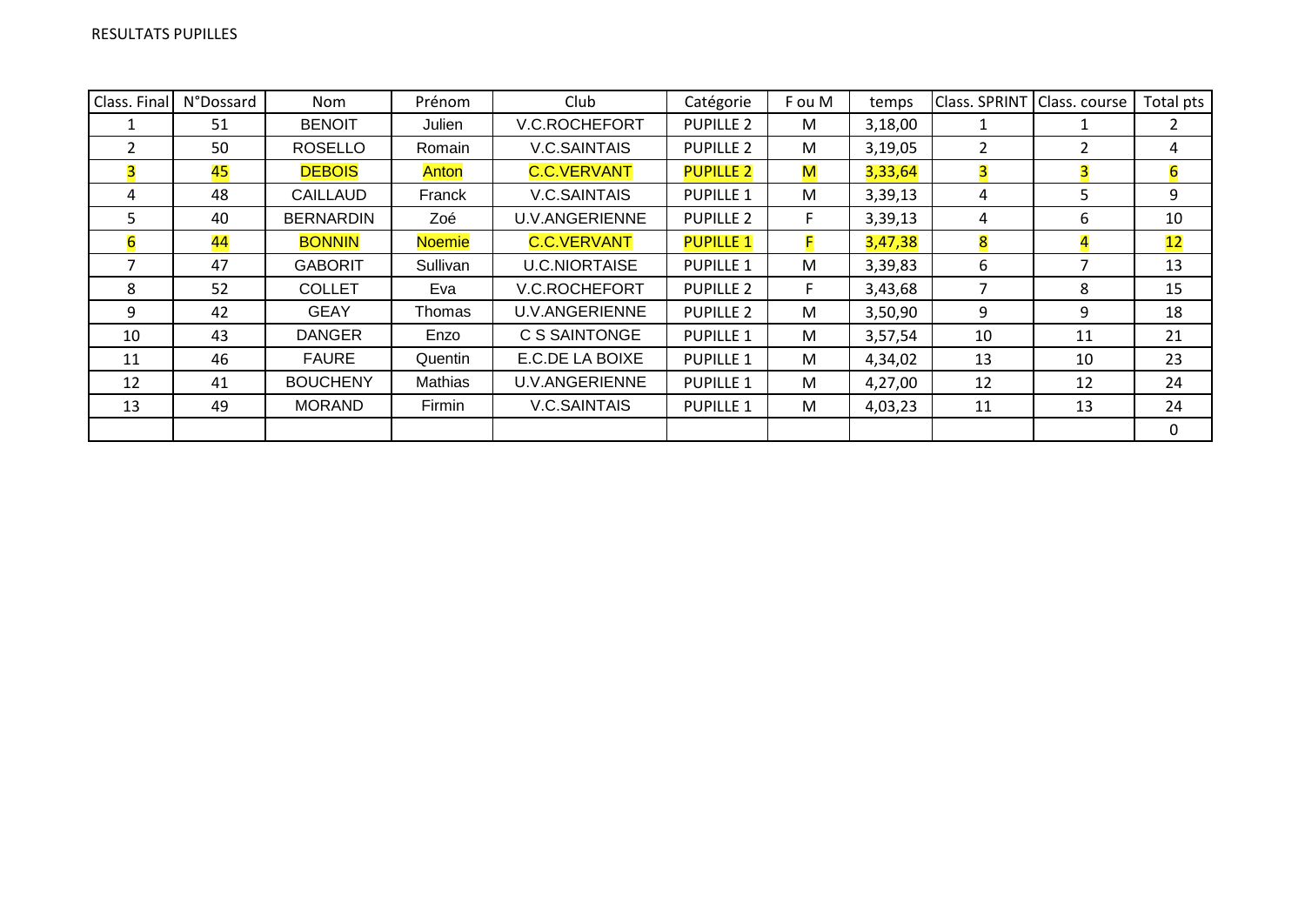RESULTATS PUPILLES

| Class. Final | N°Dossard | Nom | Prénom | Club | Catégorie | F ou M | temps | Class. SPRINT | Class. course | Total pts |
|---|---|---|---|---|---|---|---|---|---|---|
| 1 | 51 | BENOIT | Julien | V.C.ROCHEFORT | PUPILLE 2 | M | 3,18,00 | 1 | 1 | 2 |
| 2 | 50 | ROSELLO | Romain | V.C.SAINTAIS | PUPILLE 2 | M | 3,19,05 | 2 | 2 | 4 |
| 3 | 45 | DEBOIS | Anton | C.C.VERVANT | PUPILLE 2 | M | 3,33,64 | 3 | 3 | 6 |
| 4 | 48 | CAILLAUD | Franck | V.C.SAINTAIS | PUPILLE 1 | M | 3,39,13 | 4 | 5 | 9 |
| 5 | 40 | BERNARDIN | Zoé | U.V.ANGERIENNE | PUPILLE 2 | F | 3,39,13 | 4 | 6 | 10 |
| 6 | 44 | BONNIN | Noemie | C.C.VERVANT | PUPILLE 1 | F | 3,47,38 | 8 | 4 | 12 |
| 7 | 47 | GABORIT | Sullivan | U.C.NIORTAISE | PUPILLE 1 | M | 3,39,83 | 6 | 7 | 13 |
| 8 | 52 | COLLET | Eva | V.C.ROCHEFORT | PUPILLE 2 | F | 3,43,68 | 7 | 8 | 15 |
| 9 | 42 | GEAY | Thomas | U.V.ANGERIENNE | PUPILLE 2 | M | 3,50,90 | 9 | 9 | 18 |
| 10 | 43 | DANGER | Enzo | C S SAINTONGE | PUPILLE 1 | M | 3,57,54 | 10 | 11 | 21 |
| 11 | 46 | FAURE | Quentin | E.C.DE LA BOIXE | PUPILLE 1 | M | 4,34,02 | 13 | 10 | 23 |
| 12 | 41 | BOUCHENY | Mathias | U.V.ANGERIENNE | PUPILLE 1 | M | 4,27,00 | 12 | 12 | 24 |
| 13 | 49 | MORAND | Firmin | V.C.SAINTAIS | PUPILLE 1 | M | 4,03,23 | 11 | 13 | 24 |
| | | | | | | | | | | 0 |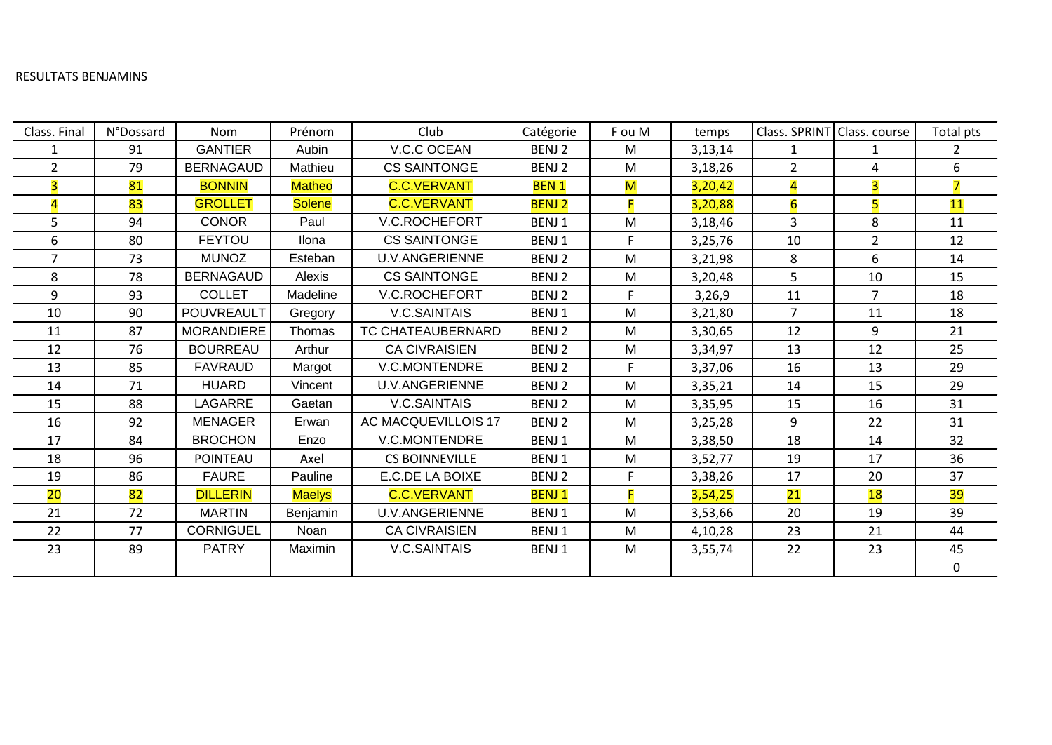RESULTATS BENJAMINS

| Class. Final | N°Dossard | Nom | Prénom | Club | Catégorie | F ou M | temps | Class. SPRINT | Class. course | Total pts |
|---|---|---|---|---|---|---|---|---|---|---|
| 1 | 91 | GANTIER | Aubin | V.C.C OCEAN | BENJ 2 | M | 3,13,14 | 1 | 1 | 2 |
| 2 | 79 | BERNAGAUD | Mathieu | CS SAINTONGE | BENJ 2 | M | 3,18,26 | 2 | 4 | 6 |
| 3 | 81 | BONNIN | Matheo | C.C.VERVANT | BEN 1 | M | 3,20,42 | 4 | 3 | 7 |
| 4 | 83 | GROLLET | Solene | C.C.VERVANT | BENJ 2 | F | 3,20,88 | 6 | 5 | 11 |
| 5 | 94 | CONOR | Paul | V.C.ROCHEFORT | BENJ 1 | M | 3,18,46 | 3 | 8 | 11 |
| 6 | 80 | FEYTOU | Ilona | CS SAINTONGE | BENJ 1 | F | 3,25,76 | 10 | 2 | 12 |
| 7 | 73 | MUNOZ | Esteban | U.V.ANGERIENNE | BENJ 2 | M | 3,21,98 | 8 | 6 | 14 |
| 8 | 78 | BERNAGAUD | Alexis | CS SAINTONGE | BENJ 2 | M | 3,20,48 | 5 | 10 | 15 |
| 9 | 93 | COLLET | Madeline | V.C.ROCHEFORT | BENJ 2 | F | 3,26,9 | 11 | 7 | 18 |
| 10 | 90 | POUVREAULT | Gregory | V.C.SAINTAIS | BENJ 1 | M | 3,21,80 | 7 | 11 | 18 |
| 11 | 87 | MORANDIERE | Thomas | TC CHATEAUBERNARD | BENJ 2 | M | 3,30,65 | 12 | 9 | 21 |
| 12 | 76 | BOURREAU | Arthur | CA CIVRAISIEN | BENJ 2 | M | 3,34,97 | 13 | 12 | 25 |
| 13 | 85 | FAVRAUD | Margot | V.C.MONTENDRE | BENJ 2 | F | 3,37,06 | 16 | 13 | 29 |
| 14 | 71 | HUARD | Vincent | U.V.ANGERIENNE | BENJ 2 | M | 3,35,21 | 14 | 15 | 29 |
| 15 | 88 | LAGARRE | Gaetan | V.C.SAINTAIS | BENJ 2 | M | 3,35,95 | 15 | 16 | 31 |
| 16 | 92 | MENAGER | Erwan | AC MACQUEVILLOIS 17 | BENJ 2 | M | 3,25,28 | 9 | 22 | 31 |
| 17 | 84 | BROCHON | Enzo | V.C.MONTENDRE | BENJ 1 | M | 3,38,50 | 18 | 14 | 32 |
| 18 | 96 | POINTEAU | Axel | CS BOINNEVILLE | BENJ 1 | M | 3,52,77 | 19 | 17 | 36 |
| 19 | 86 | FAURE | Pauline | E.C.DE LA BOIXE | BENJ 2 | F | 3,38,26 | 17 | 20 | 37 |
| 20 | 82 | DILLERIN | Maelys | C.C.VERVANT | BENJ 1 | F | 3,54,25 | 21 | 18 | 39 |
| 21 | 72 | MARTIN | Benjamin | U.V.ANGERIENNE | BENJ 1 | M | 3,53,66 | 20 | 19 | 39 |
| 22 | 77 | CORNIGUEL | Noan | CA CIVRAISIEN | BENJ 1 | M | 4,10,28 | 23 | 21 | 44 |
| 23 | 89 | PATRY | Maximin | V.C.SAINTAIS | BENJ 1 | M | 3,55,74 | 22 | 23 | 45 |
| | | | | | | | | | | 0 |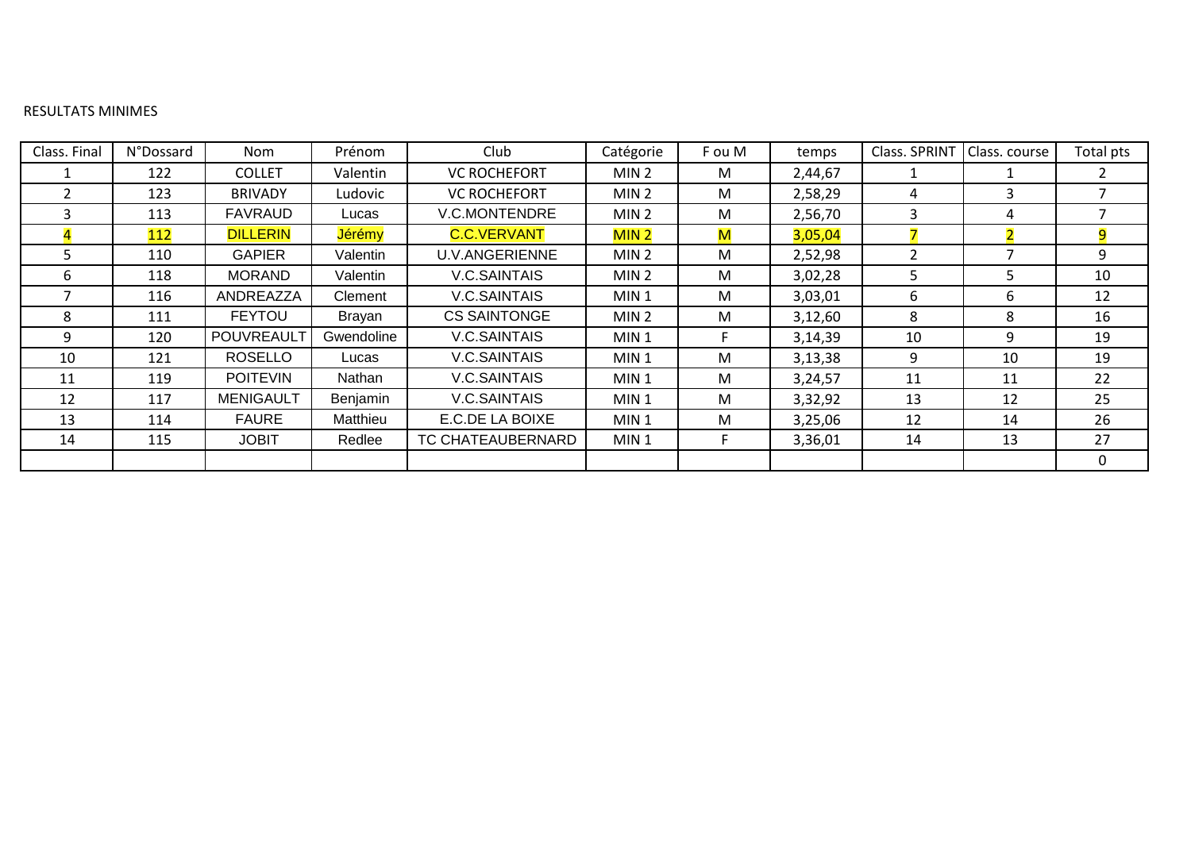RESULTATS MINIMES

| Class. Final | N°Dossard | Nom | Prénom | Club | Catégorie | F ou M | temps | Class. SPRINT | Class. course | Total pts |
|---|---|---|---|---|---|---|---|---|---|---|
| 1 | 122 | COLLET | Valentin | VC ROCHEFORT | MIN 2 | M | 2,44,67 | 1 | 1 | 2 |
| 2 | 123 | BRIVADY | Ludovic | VC ROCHEFORT | MIN 2 | M | 2,58,29 | 4 | 3 | 7 |
| 3 | 113 | FAVRAUD | Lucas | V.C.MONTENDRE | MIN 2 | M | 2,56,70 | 3 | 4 | 7 |
| 4 | 112 | DILLERIN | Jérémy | C.C.VERVANT | MIN 2 | M | 3,05,04 | 7 | 2 | 9 |
| 5 | 110 | GAPIER | Valentin | U.V.ANGERIENNE | MIN 2 | M | 2,52,98 | 2 | 7 | 9 |
| 6 | 118 | MORAND | Valentin | V.C.SAINTAIS | MIN 2 | M | 3,02,28 | 5 | 5 | 10 |
| 7 | 116 | ANDREAZZA | Clement | V.C.SAINTAIS | MIN 1 | M | 3,03,01 | 6 | 6 | 12 |
| 8 | 111 | FEYTOU | Brayan | CS SAINTONGE | MIN 2 | M | 3,12,60 | 8 | 8 | 16 |
| 9 | 120 | POUVREAULT | Gwendoline | V.C.SAINTAIS | MIN 1 | F | 3,14,39 | 10 | 9 | 19 |
| 10 | 121 | ROSELLO | Lucas | V.C.SAINTAIS | MIN 1 | M | 3,13,38 | 9 | 10 | 19 |
| 11 | 119 | POITEVIN | Nathan | V.C.SAINTAIS | MIN 1 | M | 3,24,57 | 11 | 11 | 22 |
| 12 | 117 | MENIGAULT | Benjamin | V.C.SAINTAIS | MIN 1 | M | 3,32,92 | 13 | 12 | 25 |
| 13 | 114 | FAURE | Matthieu | E.C.DE LA BOIXE | MIN 1 | M | 3,25,06 | 12 | 14 | 26 |
| 14 | 115 | JOBIT | Redlee | TC CHATEAUBERNARD | MIN 1 | F | 3,36,01 | 14 | 13 | 27 |
| | | | | | | | | | | 0 |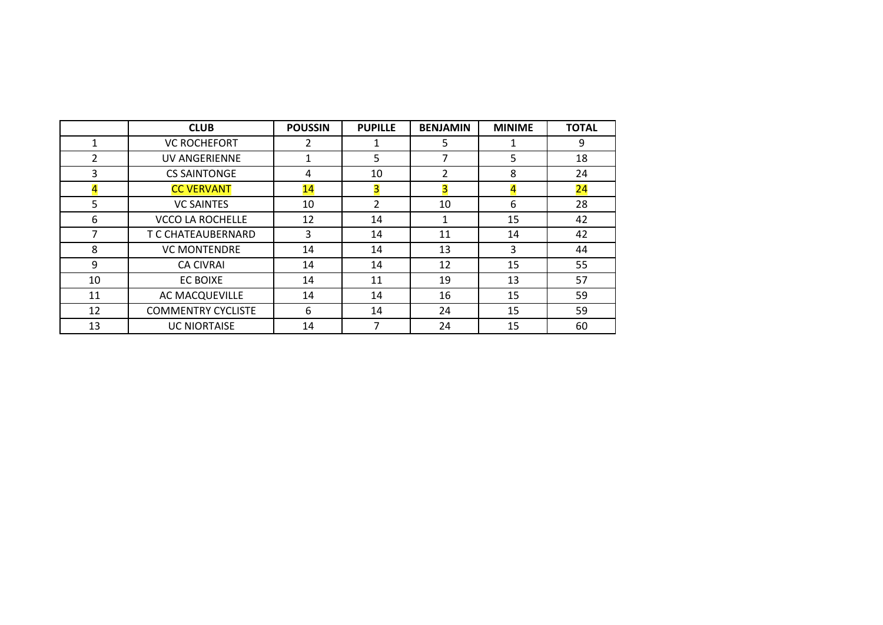| | CLUB | POUSSIN | PUPILLE | BENJAMIN | MINIME | TOTAL |
|---|---|---|---|---|---|---|
| 1 | VC ROCHEFORT | 2 | 1 | 5 | 1 | 9 |
| 2 | UV ANGERIENNE | 1 | 5 | 7 | 5 | 18 |
| 3 | CS SAINTONGE | 4 | 10 | 2 | 8 | 24 |
| 4 | CC VERVANT | 14 | 3 | 3 | 4 | 24 |
| 5 | VC SAINTES | 10 | 2 | 10 | 6 | 28 |
| 6 | VCCO LA ROCHELLE | 12 | 14 | 1 | 15 | 42 |
| 7 | T C CHATEAUBERNARD | 3 | 14 | 11 | 14 | 42 |
| 8 | VC MONTENDRE | 14 | 14 | 13 | 3 | 44 |
| 9 | CA CIVRAI | 14 | 14 | 12 | 15 | 55 |
| 10 | EC BOIXE | 14 | 11 | 19 | 13 | 57 |
| 11 | AC MACQUEVILLE | 14 | 14 | 16 | 15 | 59 |
| 12 | COMMENTRY CYCLISTE | 6 | 14 | 24 | 15 | 59 |
| 13 | UC NIORTAISE | 14 | 7 | 24 | 15 | 60 |